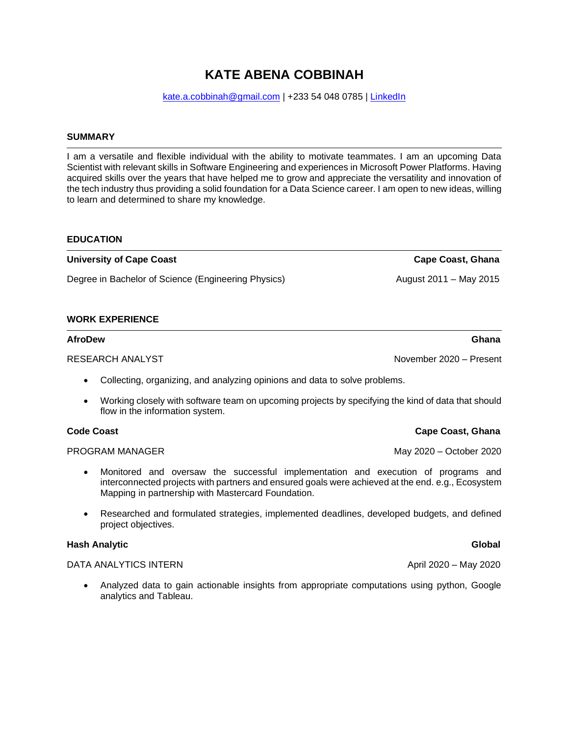# KATE ABENA COBBINAH

kate.a.cobbinah@gmail.com | +233 54 048 0785 | LinkedIn

## SUMMARY

I am a versatile and flexible individual with the ability to motivate teammates. I am an upcoming Data Scientist with relevant skills in Software Engineering and experiences in Microsoft Power Platforms. Having acquired skills over the years that have helped me to grow and appreciate the versatility and innovation of the tech industry thus providing a solid foundation for a Data Science career. I am open to new ideas, willing to learn and determined to share my knowledge.

## EDUCATION

**University of Cape Coast** — **Cape Coast, Ghana**

Degree in Bachelor of Science (Engineering Physics) — August 2011 – May 2015

## WORK EXPERIENCE

**AfroDew** — **Ghana**

RESEARCH ANALYST — November 2020 – Present

- Collecting, organizing, and analyzing opinions and data to solve problems.
- Working closely with software team on upcoming projects by specifying the kind of data that should flow in the information system.

**Code Coast** — **Cape Coast, Ghana**

PROGRAM MANAGER — May 2020 – October 2020

- Monitored and oversaw the successful implementation and execution of programs and interconnected projects with partners and ensured goals were achieved at the end. e.g., Ecosystem Mapping in partnership with Mastercard Foundation.
- Researched and formulated strategies, implemented deadlines, developed budgets, and defined project objectives.

**Hash Analytic** — **Global**

DATA ANALYTICS INTERN — April 2020 – May 2020

- Analyzed data to gain actionable insights from appropriate computations using python, Google analytics and Tableau.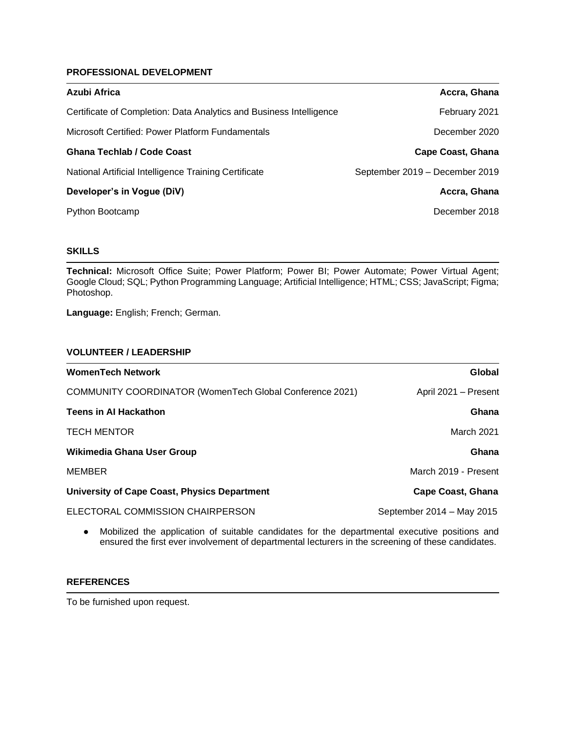## PROFESSIONAL DEVELOPMENT

**Azubi Africa** — **Accra, Ghana**

Certificate of Completion: Data Analytics and Business Intelligence — February 2021

Microsoft Certified: Power Platform Fundamentals — December 2020

**Ghana Techlab / Code Coast** — **Cape Coast, Ghana**

National Artificial Intelligence Training Certificate — September 2019 – December 2019

**Developer's in Vogue (DiV)** — **Accra, Ghana**

Python Bootcamp — December 2018

## SKILLS

**Technical:** Microsoft Office Suite; Power Platform; Power BI; Power Automate; Power Virtual Agent; Google Cloud; SQL; Python Programming Language; Artificial Intelligence; HTML; CSS; JavaScript; Figma; Photoshop.

**Language:** English; French; German.

## VOLUNTEER / LEADERSHIP

**WomenTech Network** — **Global**

COMMUNITY COORDINATOR (WomenTech Global Conference 2021) — April 2021 – Present

**Teens in AI Hackathon** — **Ghana**

TECH MENTOR — March 2021

**Wikimedia Ghana User Group** — **Ghana**

MEMBER — March 2019 - Present

**University of Cape Coast, Physics Department** — **Cape Coast, Ghana**

ELECTORAL COMMISSION CHAIRPERSON — September 2014 – May 2015

- Mobilized the application of suitable candidates for the departmental executive positions and ensured the first ever involvement of departmental lecturers in the screening of these candidates.

## REFERENCES

To be furnished upon request.